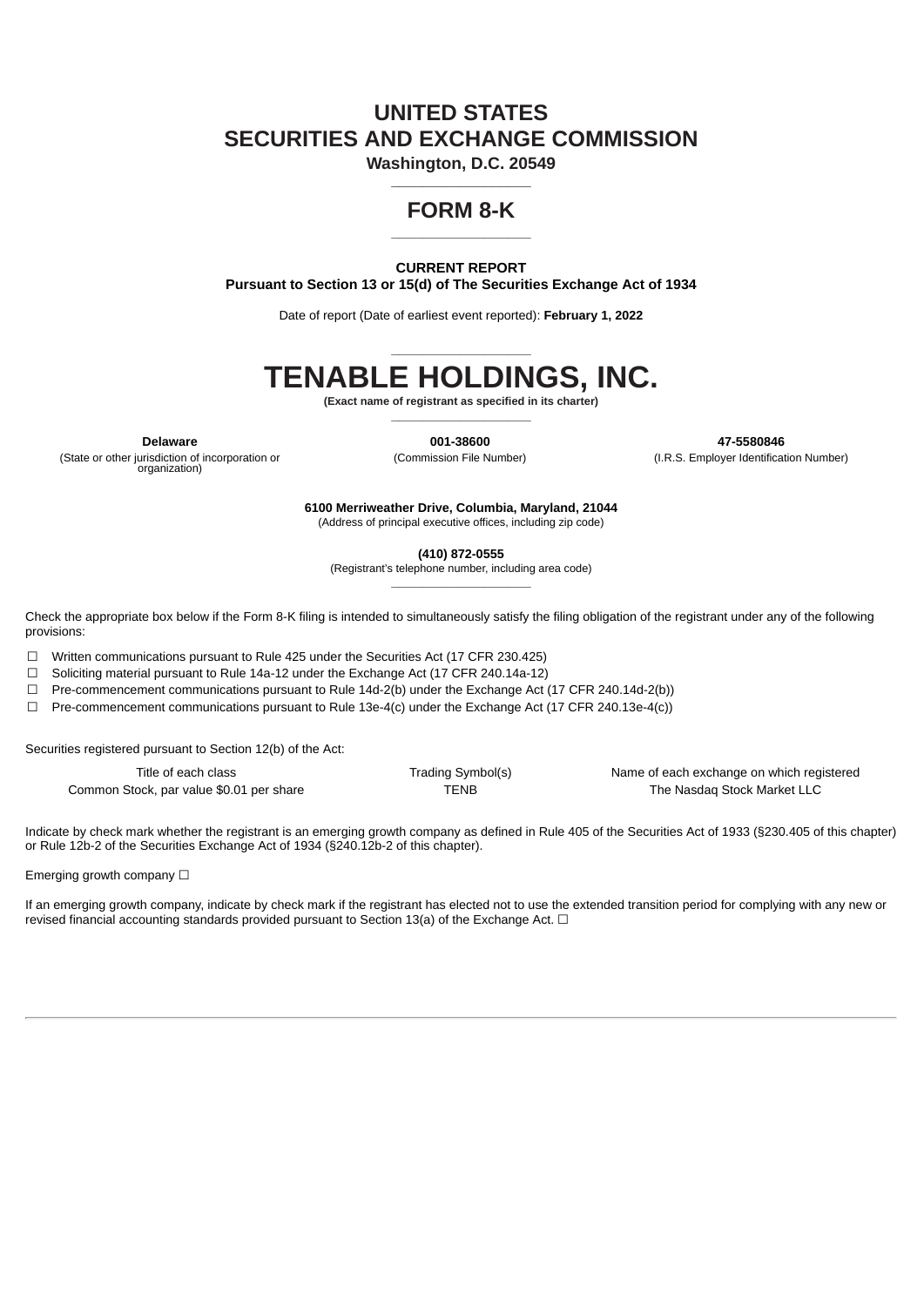# UNITED STATES
# SECURITIES AND EXCHANGE COMMISSION

**Washington, D.C. 20549**

---

## FORM 8-K

---

**CURRENT REPORT**
**Pursuant to Section 13 or 15(d) of The Securities Exchange Act of 1934**

Date of report (Date of earliest event reported): **February 1, 2022**

---

# TENABLE HOLDINGS, INC.

**(Exact name of registrant as specified in its charter)**

---

| **Delaware** | **001-38600** | **47-5580846** |
|---|---|---|
| (State or other jurisdiction of incorporation or organization) | (Commission File Number) | (I.R.S. Employer Identification Number) |

**6100 Merriweather Drive, Columbia, Maryland, 21044**
(Address of principal executive offices, including zip code)

**(410) 872-0555**
(Registrant's telephone number, including area code)

---

Check the appropriate box below if the Form 8-K filing is intended to simultaneously satisfy the filing obligation of the registrant under any of the following provisions:

☐ Written communications pursuant to Rule 425 under the Securities Act (17 CFR 230.425)
☐ Soliciting material pursuant to Rule 14a-12 under the Exchange Act (17 CFR 240.14a-12)
☐ Pre-commencement communications pursuant to Rule 14d-2(b) under the Exchange Act (17 CFR 240.14d-2(b))
☐ Pre-commencement communications pursuant to Rule 13e-4(c) under the Exchange Act (17 CFR 240.13e-4(c))

Securities registered pursuant to Section 12(b) of the Act:

| Title of each class | Trading Symbol(s) | Name of each exchange on which registered |
|---|---|---|
| Common Stock, par value $0.01 per share | TENB | The Nasdaq Stock Market LLC |

Indicate by check mark whether the registrant is an emerging growth company as defined in Rule 405 of the Securities Act of 1933 (§230.405 of this chapter) or Rule 12b-2 of the Securities Exchange Act of 1934 (§240.12b-2 of this chapter).

Emerging growth company ☐

If an emerging growth company, indicate by check mark if the registrant has elected not to use the extended transition period for complying with any new or revised financial accounting standards provided pursuant to Section 13(a) of the Exchange Act. ☐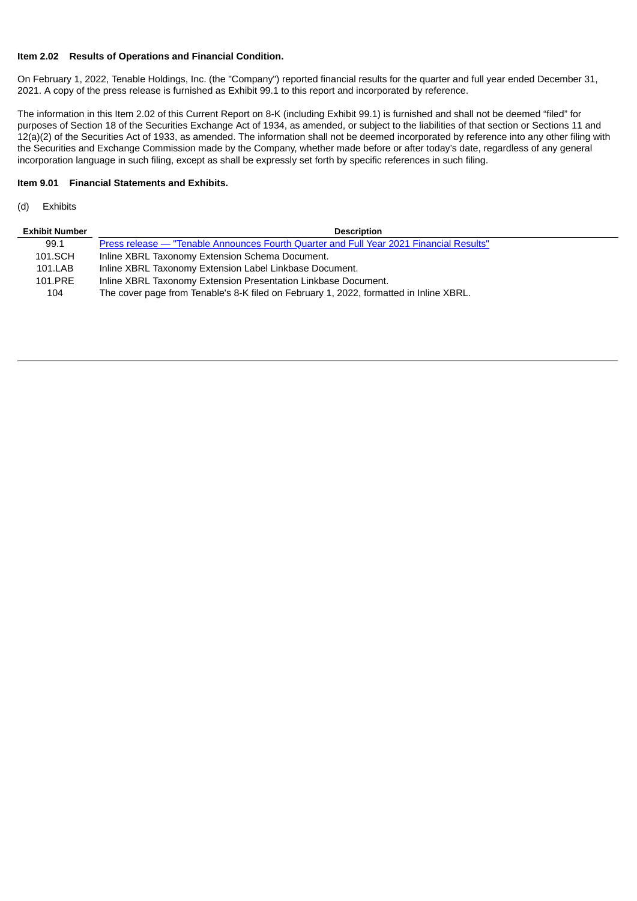**Item 2.02 Results of Operations and Financial Condition.**

On February 1, 2022, Tenable Holdings, Inc. (the "Company") reported financial results for the quarter and full year ended December 31, 2021. A copy of the press release is furnished as Exhibit 99.1 to this report and incorporated by reference.

The information in this Item 2.02 of this Current Report on 8-K (including Exhibit 99.1) is furnished and shall not be deemed "filed" for purposes of Section 18 of the Securities Exchange Act of 1934, as amended, or subject to the liabilities of that section or Sections 11 and 12(a)(2) of the Securities Act of 1933, as amended. The information shall not be deemed incorporated by reference into any other filing with the Securities and Exchange Commission made by the Company, whether made before or after today's date, regardless of any general incorporation language in such filing, except as shall be expressly set forth by specific references in such filing.

**Item 9.01 Financial Statements and Exhibits.**

(d) Exhibits

| Exhibit Number | Description |
| --- | --- |
| 99.1 | Press release — "Tenable Announces Fourth Quarter and Full Year 2021 Financial Results" |
| 101.SCH | Inline XBRL Taxonomy Extension Schema Document. |
| 101.LAB | Inline XBRL Taxonomy Extension Label Linkbase Document. |
| 101.PRE | Inline XBRL Taxonomy Extension Presentation Linkbase Document. |
| 104 | The cover page from Tenable's 8-K filed on February 1, 2022, formatted in Inline XBRL. |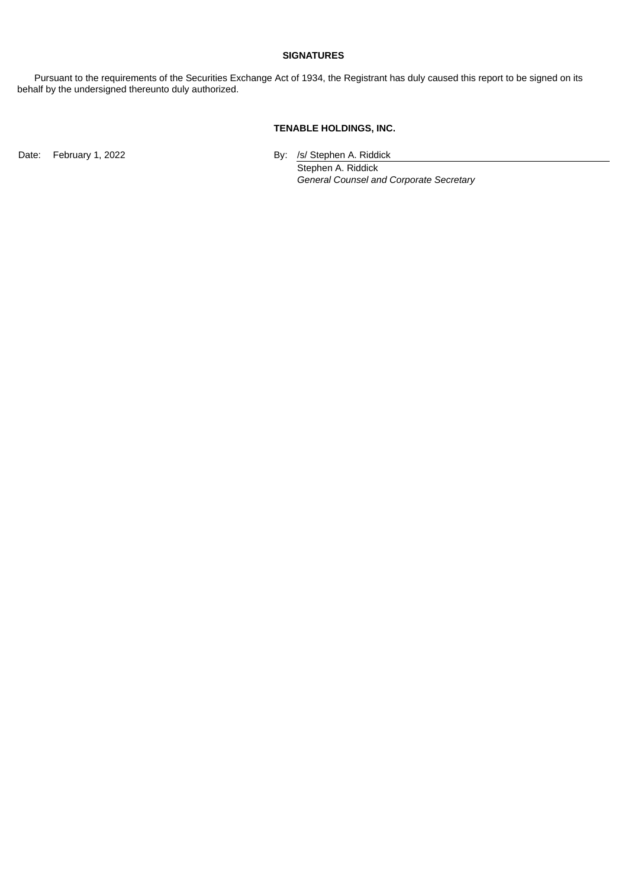**SIGNATURES**

Pursuant to the requirements of the Securities Exchange Act of 1934, the Registrant has duly caused this report to be signed on its behalf by the undersigned thereunto duly authorized.

**TENABLE HOLDINGS, INC.**

| | |
|---|---|
| Date: February 1, 2022 | By: /s/ Stephen A. Riddick |
| | Stephen A. Riddick |
| | *General Counsel and Corporate Secretary* |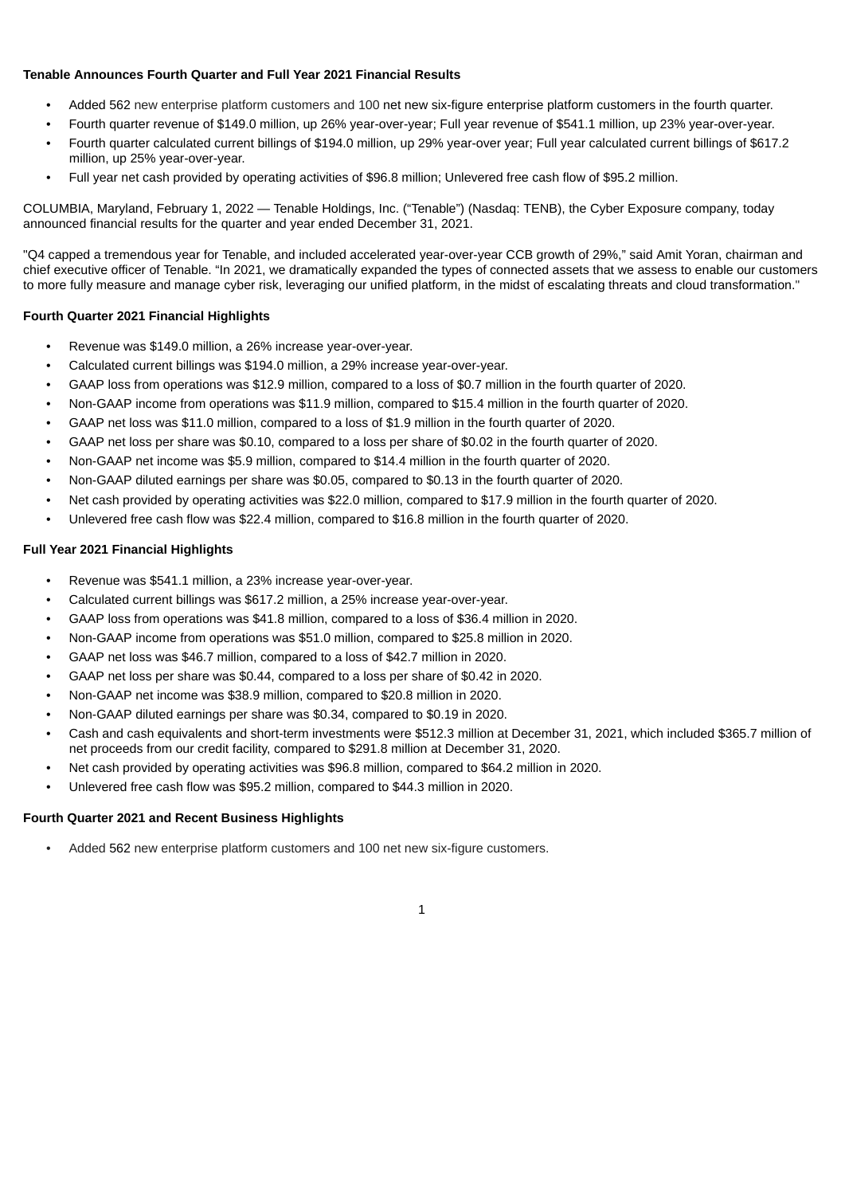**Tenable Announces Fourth Quarter and Full Year 2021 Financial Results**

- Added 562 new enterprise platform customers and 100 net new six-figure enterprise platform customers in the fourth quarter.
- Fourth quarter revenue of $149.0 million, up 26% year-over-year; Full year revenue of $541.1 million, up 23% year-over-year.
- Fourth quarter calculated current billings of $194.0 million, up 29% year-over year; Full year calculated current billings of $617.2 million, up 25% year-over-year.
- Full year net cash provided by operating activities of $96.8 million; Unlevered free cash flow of $95.2 million.

COLUMBIA, Maryland, February 1, 2022 — Tenable Holdings, Inc. ("Tenable") (Nasdaq: TENB), the Cyber Exposure company, today announced financial results for the quarter and year ended December 31, 2021.

"Q4 capped a tremendous year for Tenable, and included accelerated year-over-year CCB growth of 29%," said Amit Yoran, chairman and chief executive officer of Tenable. "In 2021, we dramatically expanded the types of connected assets that we assess to enable our customers to more fully measure and manage cyber risk, leveraging our unified platform, in the midst of escalating threats and cloud transformation."

**Fourth Quarter 2021 Financial Highlights**

- Revenue was $149.0 million, a 26% increase year-over-year.
- Calculated current billings was $194.0 million, a 29% increase year-over-year.
- GAAP loss from operations was $12.9 million, compared to a loss of $0.7 million in the fourth quarter of 2020.
- Non-GAAP income from operations was $11.9 million, compared to $15.4 million in the fourth quarter of 2020.
- GAAP net loss was $11.0 million, compared to a loss of $1.9 million in the fourth quarter of 2020.
- GAAP net loss per share was $0.10, compared to a loss per share of $0.02 in the fourth quarter of 2020.
- Non-GAAP net income was $5.9 million, compared to $14.4 million in the fourth quarter of 2020.
- Non-GAAP diluted earnings per share was $0.05, compared to $0.13 in the fourth quarter of 2020.
- Net cash provided by operating activities was $22.0 million, compared to $17.9 million in the fourth quarter of 2020.
- Unlevered free cash flow was $22.4 million, compared to $16.8 million in the fourth quarter of 2020.

**Full Year 2021 Financial Highlights**

- Revenue was $541.1 million, a 23% increase year-over-year.
- Calculated current billings was $617.2 million, a 25% increase year-over-year.
- GAAP loss from operations was $41.8 million, compared to a loss of $36.4 million in 2020.
- Non-GAAP income from operations was $51.0 million, compared to $25.8 million in 2020.
- GAAP net loss was $46.7 million, compared to a loss of $42.7 million in 2020.
- GAAP net loss per share was $0.44, compared to a loss per share of $0.42 in 2020.
- Non-GAAP net income was $38.9 million, compared to $20.8 million in 2020.
- Non-GAAP diluted earnings per share was $0.34, compared to $0.19 in 2020.
- Cash and cash equivalents and short-term investments were $512.3 million at December 31, 2021, which included $365.7 million of net proceeds from our credit facility, compared to $291.8 million at December 31, 2020.
- Net cash provided by operating activities was $96.8 million, compared to $64.2 million in 2020.
- Unlevered free cash flow was $95.2 million, compared to $44.3 million in 2020.

**Fourth Quarter 2021 and Recent Business Highlights**

- Added 562 new enterprise platform customers and 100 net new six-figure customers.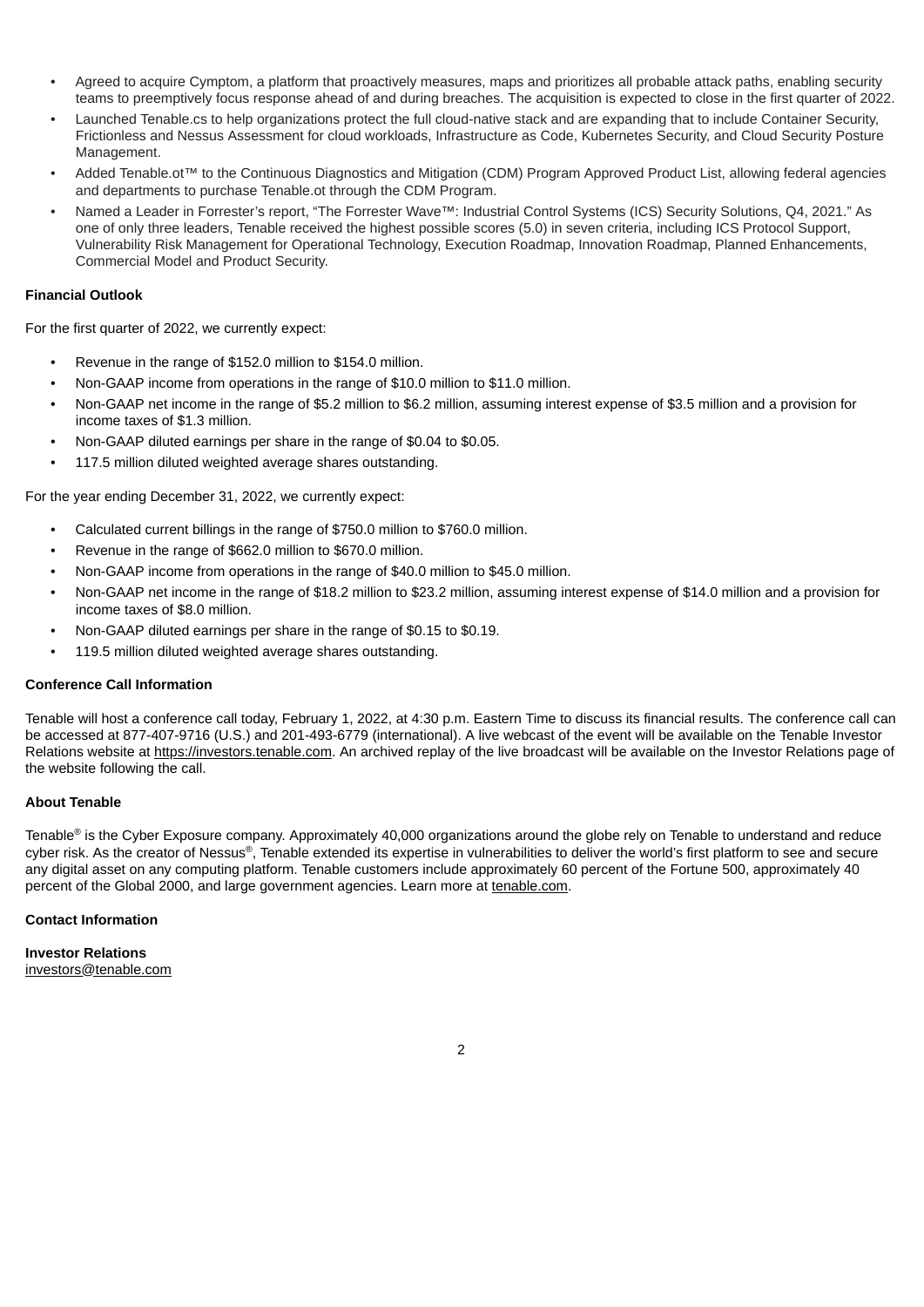- Agreed to acquire Cymptom, a platform that proactively measures, maps and prioritizes all probable attack paths, enabling security teams to preemptively focus response ahead of and during breaches. The acquisition is expected to close in the first quarter of 2022.
- Launched Tenable.cs to help organizations protect the full cloud-native stack and are expanding that to include Container Security, Frictionless and Nessus Assessment for cloud workloads, Infrastructure as Code, Kubernetes Security, and Cloud Security Posture Management.
- Added Tenable.ot™ to the Continuous Diagnostics and Mitigation (CDM) Program Approved Product List, allowing federal agencies and departments to purchase Tenable.ot through the CDM Program.
- Named a Leader in Forrester's report, "The Forrester Wave™: Industrial Control Systems (ICS) Security Solutions, Q4, 2021." As one of only three leaders, Tenable received the highest possible scores (5.0) in seven criteria, including ICS Protocol Support, Vulnerability Risk Management for Operational Technology, Execution Roadmap, Innovation Roadmap, Planned Enhancements, Commercial Model and Product Security.

**Financial Outlook**

For the first quarter of 2022, we currently expect:

- Revenue in the range of $152.0 million to $154.0 million.
- Non-GAAP income from operations in the range of $10.0 million to $11.0 million.
- Non-GAAP net income in the range of $5.2 million to $6.2 million, assuming interest expense of $3.5 million and a provision for income taxes of $1.3 million.
- Non-GAAP diluted earnings per share in the range of $0.04 to $0.05.
- 117.5 million diluted weighted average shares outstanding.

For the year ending December 31, 2022, we currently expect:

- Calculated current billings in the range of $750.0 million to $760.0 million.
- Revenue in the range of $662.0 million to $670.0 million.
- Non-GAAP income from operations in the range of $40.0 million to $45.0 million.
- Non-GAAP net income in the range of $18.2 million to $23.2 million, assuming interest expense of $14.0 million and a provision for income taxes of $8.0 million.
- Non-GAAP diluted earnings per share in the range of $0.15 to $0.19.
- 119.5 million diluted weighted average shares outstanding.

**Conference Call Information**

Tenable will host a conference call today, February 1, 2022, at 4:30 p.m. Eastern Time to discuss its financial results. The conference call can be accessed at 877-407-9716 (U.S.) and 201-493-6779 (international). A live webcast of the event will be available on the Tenable Investor Relations website at https://investors.tenable.com. An archived replay of the live broadcast will be available on the Investor Relations page of the website following the call.

**About Tenable**

Tenable® is the Cyber Exposure company. Approximately 40,000 organizations around the globe rely on Tenable to understand and reduce cyber risk. As the creator of Nessus®, Tenable extended its expertise in vulnerabilities to deliver the world's first platform to see and secure any digital asset on any computing platform. Tenable customers include approximately 60 percent of the Fortune 500, approximately 40 percent of the Global 2000, and large government agencies. Learn more at tenable.com.

**Contact Information**

**Investor Relations**
investors@tenable.com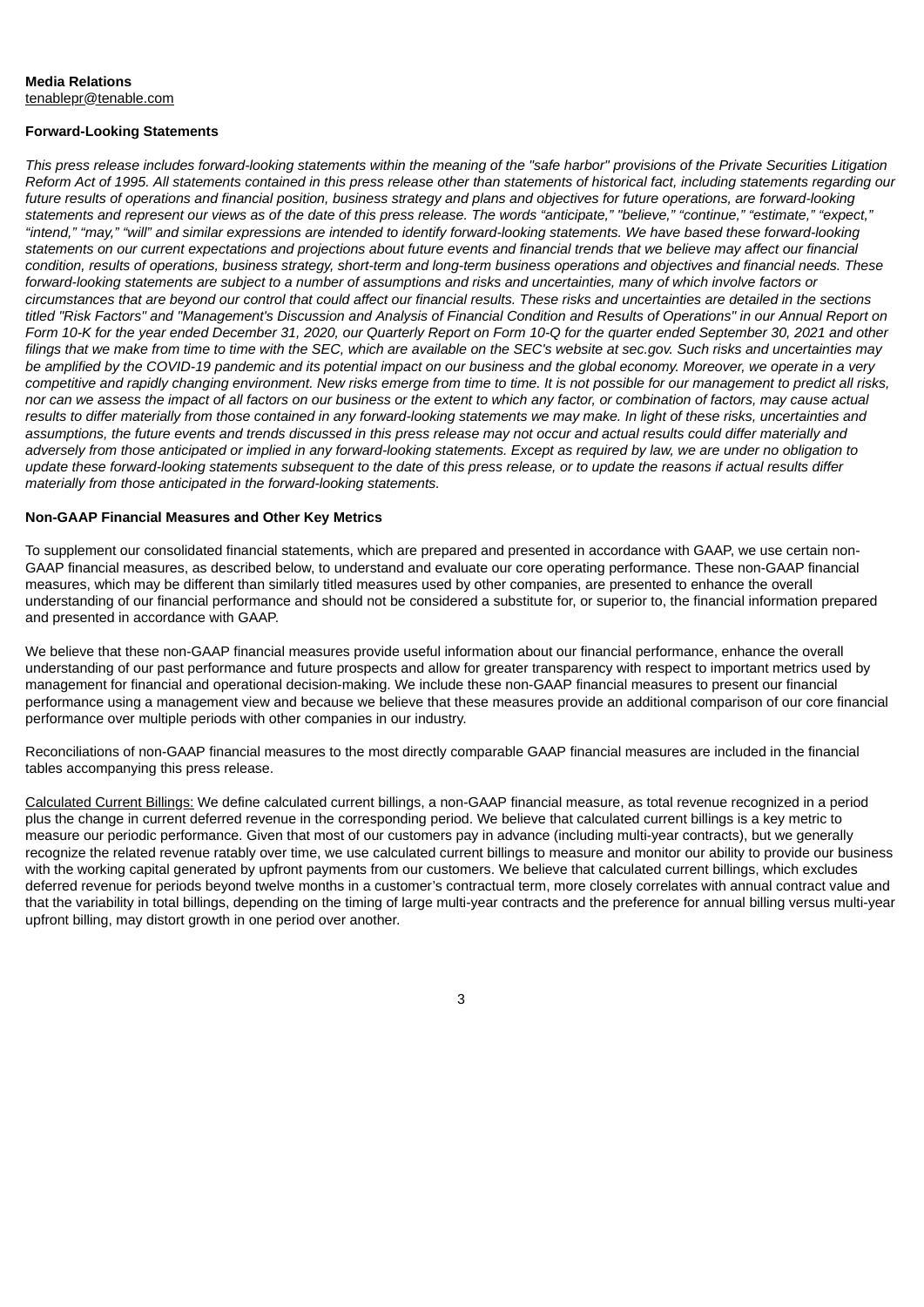**Media Relations**
tenablepr@tenable.com

**Forward-Looking Statements**

*This press release includes forward-looking statements within the meaning of the "safe harbor" provisions of the Private Securities Litigation Reform Act of 1995. All statements contained in this press release other than statements of historical fact, including statements regarding our future results of operations and financial position, business strategy and plans and objectives for future operations, are forward-looking statements and represent our views as of the date of this press release. The words “anticipate,” "believe,” “continue,” “estimate,” “expect,” “intend,” “may,” “will” and similar expressions are intended to identify forward-looking statements. We have based these forward-looking statements on our current expectations and projections about future events and financial trends that we believe may affect our financial condition, results of operations, business strategy, short-term and long-term business operations and objectives and financial needs. These forward-looking statements are subject to a number of assumptions and risks and uncertainties, many of which involve factors or circumstances that are beyond our control that could affect our financial results. These risks and uncertainties are detailed in the sections titled "Risk Factors" and "Management's Discussion and Analysis of Financial Condition and Results of Operations" in our Annual Report on Form 10-K for the year ended December 31, 2020, our Quarterly Report on Form 10-Q for the quarter ended September 30, 2021 and other filings that we make from time to time with the SEC, which are available on the SEC's website at sec.gov. Such risks and uncertainties may be amplified by the COVID-19 pandemic and its potential impact on our business and the global economy. Moreover, we operate in a very competitive and rapidly changing environment. New risks emerge from time to time. It is not possible for our management to predict all risks, nor can we assess the impact of all factors on our business or the extent to which any factor, or combination of factors, may cause actual results to differ materially from those contained in any forward-looking statements we may make. In light of these risks, uncertainties and assumptions, the future events and trends discussed in this press release may not occur and actual results could differ materially and adversely from those anticipated or implied in any forward-looking statements. Except as required by law, we are under no obligation to update these forward-looking statements subsequent to the date of this press release, or to update the reasons if actual results differ materially from those anticipated in the forward-looking statements.*

**Non-GAAP Financial Measures and Other Key Metrics**

To supplement our consolidated financial statements, which are prepared and presented in accordance with GAAP, we use certain non-GAAP financial measures, as described below, to understand and evaluate our core operating performance. These non-GAAP financial measures, which may be different than similarly titled measures used by other companies, are presented to enhance the overall understanding of our financial performance and should not be considered a substitute for, or superior to, the financial information prepared and presented in accordance with GAAP.

We believe that these non-GAAP financial measures provide useful information about our financial performance, enhance the overall understanding of our past performance and future prospects and allow for greater transparency with respect to important metrics used by management for financial and operational decision-making. We include these non-GAAP financial measures to present our financial performance using a management view and because we believe that these measures provide an additional comparison of our core financial performance over multiple periods with other companies in our industry.

Reconciliations of non-GAAP financial measures to the most directly comparable GAAP financial measures are included in the financial tables accompanying this press release.

Calculated Current Billings: We define calculated current billings, a non-GAAP financial measure, as total revenue recognized in a period plus the change in current deferred revenue in the corresponding period. We believe that calculated current billings is a key metric to measure our periodic performance. Given that most of our customers pay in advance (including multi-year contracts), but we generally recognize the related revenue ratably over time, we use calculated current billings to measure and monitor our ability to provide our business with the working capital generated by upfront payments from our customers. We believe that calculated current billings, which excludes deferred revenue for periods beyond twelve months in a customer’s contractual term, more closely correlates with annual contract value and that the variability in total billings, depending on the timing of large multi-year contracts and the preference for annual billing versus multi-year upfront billing, may distort growth in one period over another.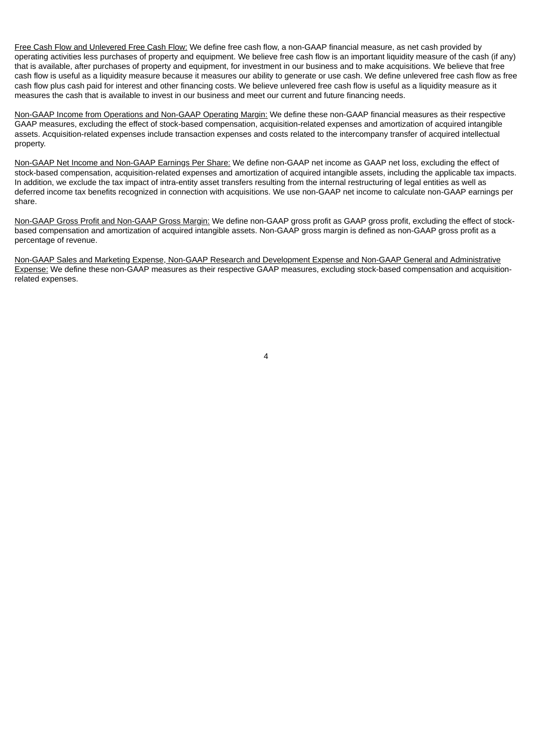<u>Free Cash Flow and Unlevered Free Cash Flow:</u> We define free cash flow, a non-GAAP financial measure, as net cash provided by operating activities less purchases of property and equipment. We believe free cash flow is an important liquidity measure of the cash (if any) that is available, after purchases of property and equipment, for investment in our business and to make acquisitions. We believe that free cash flow is useful as a liquidity measure because it measures our ability to generate or use cash. We define unlevered free cash flow as free cash flow plus cash paid for interest and other financing costs. We believe unlevered free cash flow is useful as a liquidity measure as it measures the cash that is available to invest in our business and meet our current and future financing needs.

<u>Non-GAAP Income from Operations and Non-GAAP Operating Margin:</u> We define these non-GAAP financial measures as their respective GAAP measures, excluding the effect of stock-based compensation, acquisition-related expenses and amortization of acquired intangible assets. Acquisition-related expenses include transaction expenses and costs related to the intercompany transfer of acquired intellectual property.

<u>Non-GAAP Net Income and Non-GAAP Earnings Per Share:</u> We define non-GAAP net income as GAAP net loss, excluding the effect of stock-based compensation, acquisition-related expenses and amortization of acquired intangible assets, including the applicable tax impacts. In addition, we exclude the tax impact of intra-entity asset transfers resulting from the internal restructuring of legal entities as well as deferred income tax benefits recognized in connection with acquisitions. We use non-GAAP net income to calculate non-GAAP earnings per share.

<u>Non-GAAP Gross Profit and Non-GAAP Gross Margin:</u> We define non-GAAP gross profit as GAAP gross profit, excluding the effect of stock-based compensation and amortization of acquired intangible assets. Non-GAAP gross margin is defined as non-GAAP gross profit as a percentage of revenue.

<u>Non-GAAP Sales and Marketing Expense, Non-GAAP Research and Development Expense and Non-GAAP General and Administrative Expense:</u> We define these non-GAAP measures as their respective GAAP measures, excluding stock-based compensation and acquisition-related expenses.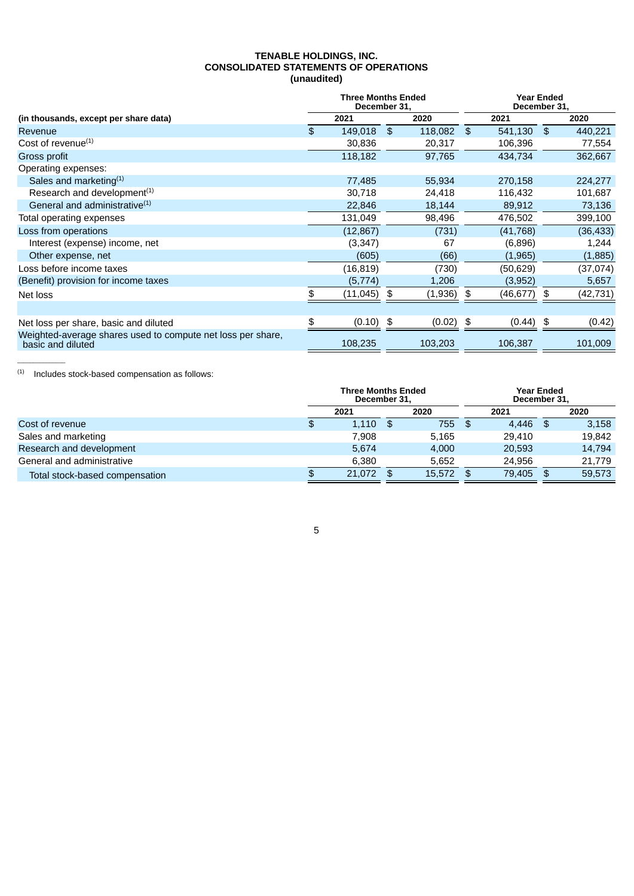**TENABLE HOLDINGS, INC.**
**CONSOLIDATED STATEMENTS OF OPERATIONS**
**(unaudited)**

| (in thousands, except per share data) | Three Months Ended December 31, 2021 | Three Months Ended December 31, 2020 | Year Ended December 31, 2021 | Year Ended December 31, 2020 |
|---|---|---|---|---|
| Revenue | $ 149,018 | $ 118,082 | $ 541,130 | $ 440,221 |
| Cost of revenue[(1)] | 30,836 | 20,317 | 106,396 | 77,554 |
| Gross profit | 118,182 | 97,765 | 434,734 | 362,667 |
| Operating expenses: | | | | |
| Sales and marketing[(1)] | 77,485 | 55,934 | 270,158 | 224,277 |
| Research and development[(1)] | 30,718 | 24,418 | 116,432 | 101,687 |
| General and administrative[(1)] | 22,846 | 18,144 | 89,912 | 73,136 |
| Total operating expenses | 131,049 | 98,496 | 476,502 | 399,100 |
| Loss from operations | (12,867) | (731) | (41,768) | (36,433) |
| Interest (expense) income, net | (3,347) | 67 | (6,896) | 1,244 |
| Other expense, net | (605) | (66) | (1,965) | (1,885) |
| Loss before income taxes | (16,819) | (730) | (50,629) | (37,074) |
| (Benefit) provision for income taxes | (5,774) | 1,206 | (3,952) | 5,657 |
| Net loss | $ (11,045) | $ (1,936) | $ (46,677) | $ (42,731) |
| | | | | |
| Net loss per share, basic and diluted | $ (0.10) | $ (0.02) | $ (0.44) | $ (0.42) |
| Weighted-average shares used to compute net loss per share, basic and diluted | 108,235 | 103,203 | 106,387 | 101,009 |

(1) Includes stock-based compensation as follows:

| | Three Months Ended December 31, 2021 | Three Months Ended December 31, 2020 | Year Ended December 31, 2021 | Year Ended December 31, 2020 |
|---|---|---|---|---|
| Cost of revenue | $ 1,110 | $ 755 | $ 4,446 | $ 3,158 |
| Sales and marketing | 7,908 | 5,165 | 29,410 | 19,842 |
| Research and development | 5,674 | 4,000 | 20,593 | 14,794 |
| General and administrative | 6,380 | 5,652 | 24,956 | 21,779 |
| Total stock-based compensation | $ 21,072 | $ 15,572 | $ 79,405 | $ 59,573 |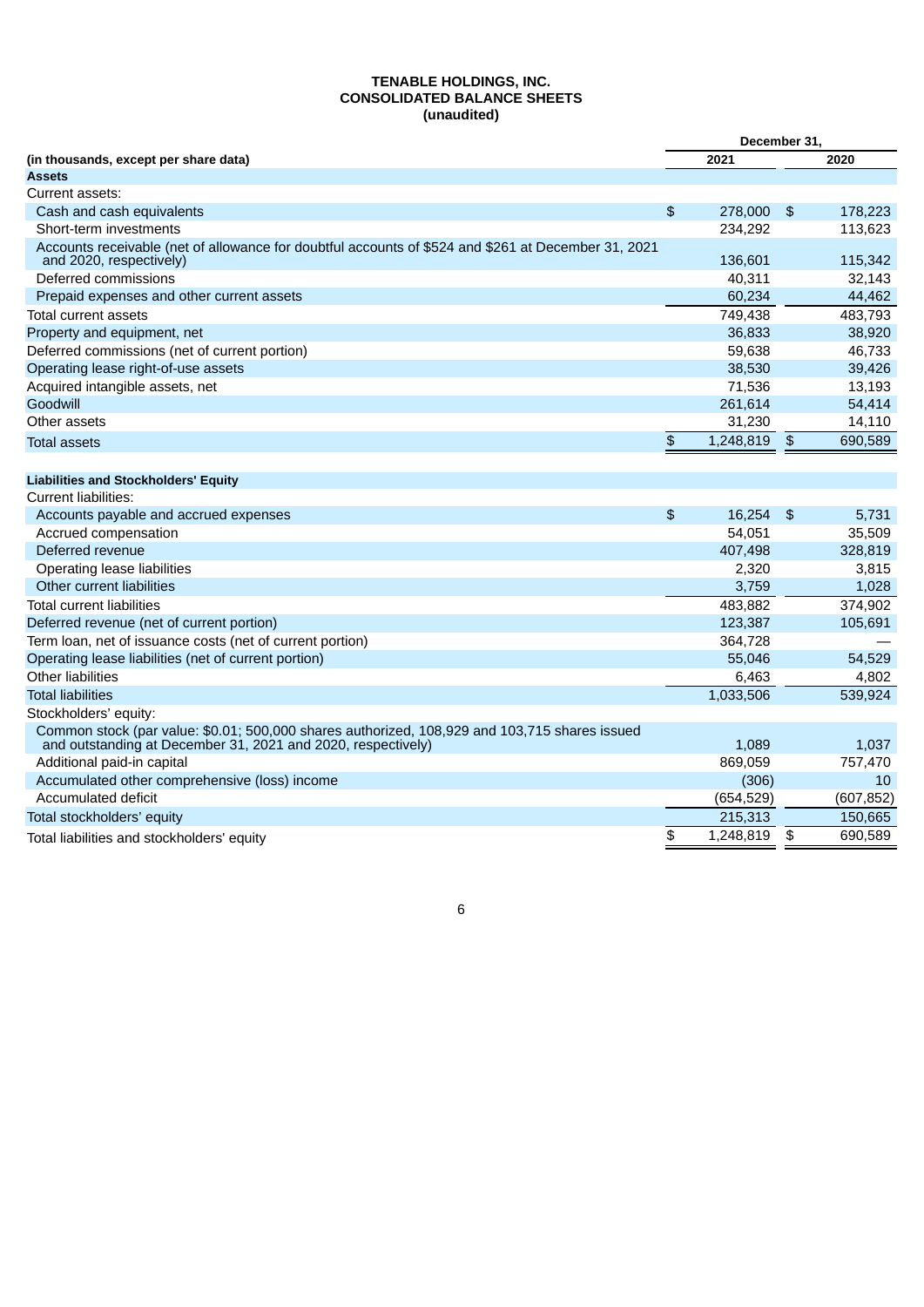**TENABLE HOLDINGS, INC.**
**CONSOLIDATED BALANCE SHEETS**
**(unaudited)**

| (in thousands, except per share data) | December 31, 2021 | December 31, 2020 |
|---|---|---|
| **Assets** | | |
| Current assets: | | |
| Cash and cash equivalents | $ 278,000 | $ 178,223 |
| Short-term investments | 234,292 | 113,623 |
| Accounts receivable (net of allowance for doubtful accounts of $524 and $261 at December 31, 2021 and 2020, respectively) | 136,601 | 115,342 |
| Deferred commissions | 40,311 | 32,143 |
| Prepaid expenses and other current assets | 60,234 | 44,462 |
| Total current assets | 749,438 | 483,793 |
| Property and equipment, net | 36,833 | 38,920 |
| Deferred commissions (net of current portion) | 59,638 | 46,733 |
| Operating lease right-of-use assets | 38,530 | 39,426 |
| Acquired intangible assets, net | 71,536 | 13,193 |
| Goodwill | 261,614 | 54,414 |
| Other assets | 31,230 | 14,110 |
| Total assets | $ 1,248,819 | $ 690,589 |
| **Liabilities and Stockholders' Equity** | | |
| Current liabilities: | | |
| Accounts payable and accrued expenses | $ 16,254 | $ 5,731 |
| Accrued compensation | 54,051 | 35,509 |
| Deferred revenue | 407,498 | 328,819 |
| Operating lease liabilities | 2,320 | 3,815 |
| Other current liabilities | 3,759 | 1,028 |
| Total current liabilities | 483,882 | 374,902 |
| Deferred revenue (net of current portion) | 123,387 | 105,691 |
| Term loan, net of issuance costs (net of current portion) | 364,728 | — |
| Operating lease liabilities (net of current portion) | 55,046 | 54,529 |
| Other liabilities | 6,463 | 4,802 |
| Total liabilities | 1,033,506 | 539,924 |
| Stockholders' equity: | | |
| Common stock (par value: $0.01; 500,000 shares authorized, 108,929 and 103,715 shares issued and outstanding at December 31, 2021 and 2020, respectively) | 1,089 | 1,037 |
| Additional paid-in capital | 869,059 | 757,470 |
| Accumulated other comprehensive (loss) income | (306) | 10 |
| Accumulated deficit | (654,529) | (607,852) |
| Total stockholders' equity | 215,313 | 150,665 |
| Total liabilities and stockholders' equity | $ 1,248,819 | $ 690,589 |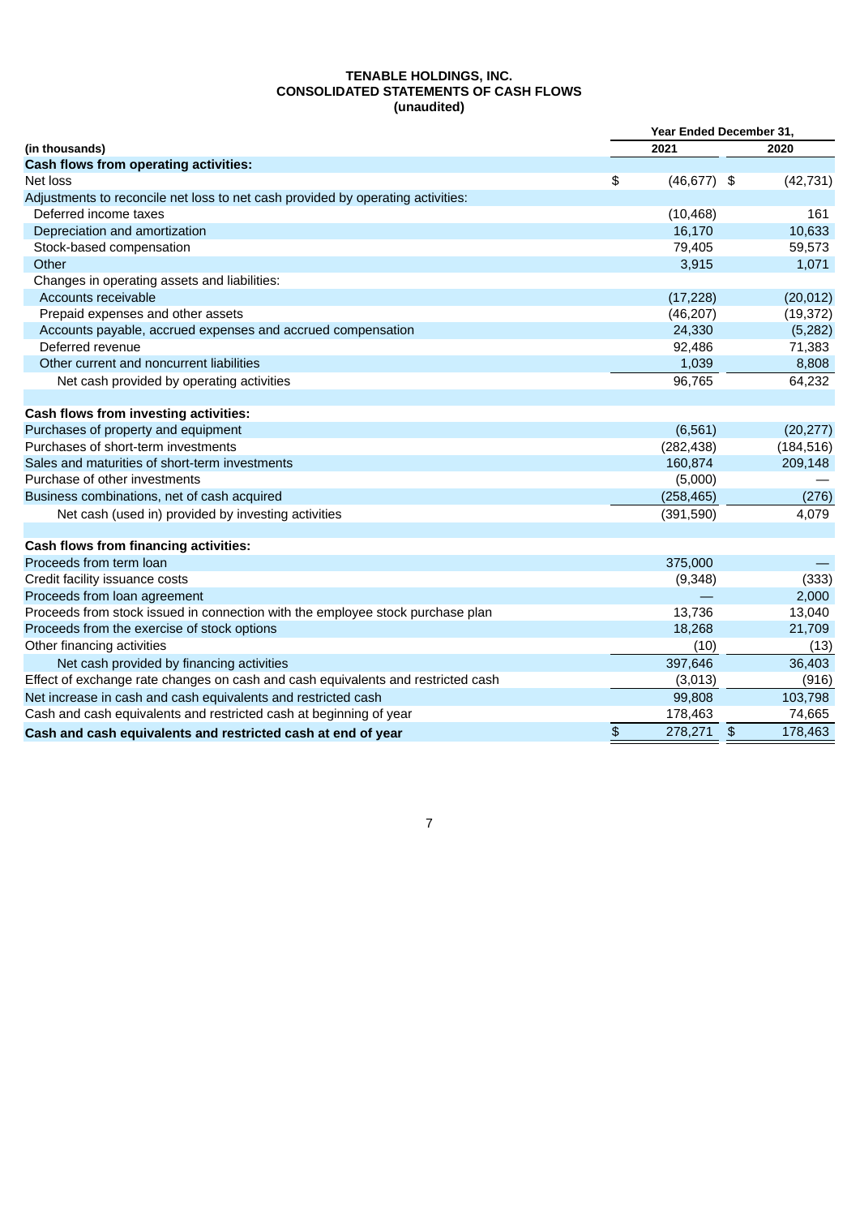**TENABLE HOLDINGS, INC.**
**CONSOLIDATED STATEMENTS OF CASH FLOWS**
**(unaudited)**

| (in thousands) | Year Ended December 31, 2021 | 2020 |
|---|---|---|
| **Cash flows from operating activities:** | | |
| Net loss | $ (46,677) | $ (42,731) |
| Adjustments to reconcile net loss to net cash provided by operating activities: | | |
| Deferred income taxes | (10,468) | 161 |
| Depreciation and amortization | 16,170 | 10,633 |
| Stock-based compensation | 79,405 | 59,573 |
| Other | 3,915 | 1,071 |
| Changes in operating assets and liabilities: | | |
| Accounts receivable | (17,228) | (20,012) |
| Prepaid expenses and other assets | (46,207) | (19,372) |
| Accounts payable, accrued expenses and accrued compensation | 24,330 | (5,282) |
| Deferred revenue | 92,486 | 71,383 |
| Other current and noncurrent liabilities | 1,039 | 8,808 |
| Net cash provided by operating activities | 96,765 | 64,232 |
| | | |
| **Cash flows from investing activities:** | | |
| Purchases of property and equipment | (6,561) | (20,277) |
| Purchases of short-term investments | (282,438) | (184,516) |
| Sales and maturities of short-term investments | 160,874 | 209,148 |
| Purchase of other investments | (5,000) | — |
| Business combinations, net of cash acquired | (258,465) | (276) |
| Net cash (used in) provided by investing activities | (391,590) | 4,079 |
| | | |
| **Cash flows from financing activities:** | | |
| Proceeds from term loan | 375,000 | — |
| Credit facility issuance costs | (9,348) | (333) |
| Proceeds from loan agreement | — | 2,000 |
| Proceeds from stock issued in connection with the employee stock purchase plan | 13,736 | 13,040 |
| Proceeds from the exercise of stock options | 18,268 | 21,709 |
| Other financing activities | (10) | (13) |
| Net cash provided by financing activities | 397,646 | 36,403 |
| Effect of exchange rate changes on cash and cash equivalents and restricted cash | (3,013) | (916) |
| Net increase in cash and cash equivalents and restricted cash | 99,808 | 103,798 |
| Cash and cash equivalents and restricted cash at beginning of year | 178,463 | 74,665 |
| **Cash and cash equivalents and restricted cash at end of year** | $ 278,271 | $ 178,463 |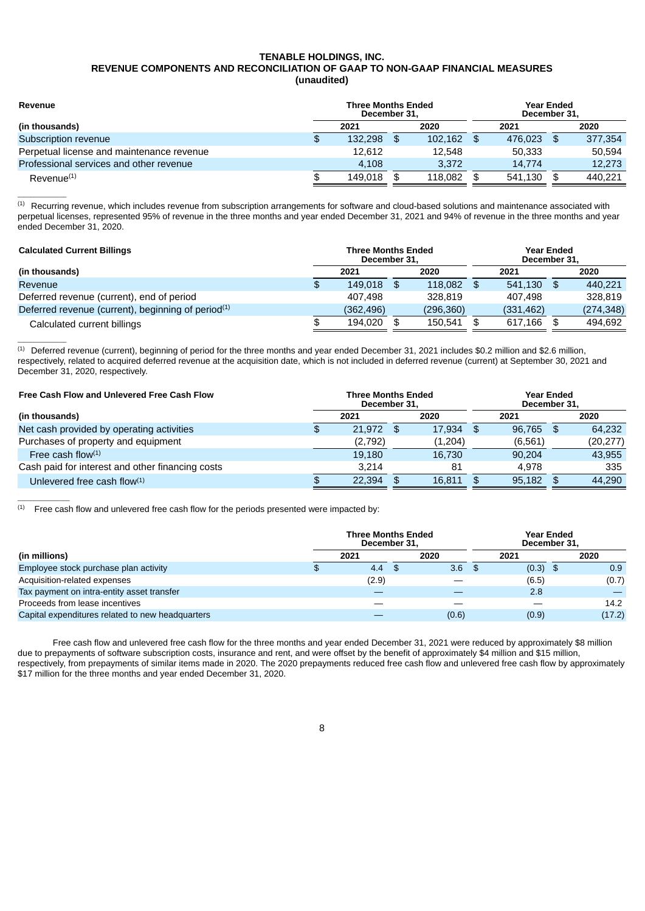# TENABLE HOLDINGS, INC.
## REVENUE COMPONENTS AND RECONCILIATION OF GAAP TO NON-GAAP FINANCIAL MEASURES
**(unaudited)**

| Revenue | Three Months Ended December 31, | | Year Ended December 31, | |
|---|---|---|---|---|
| (in thousands) | 2021 | 2020 | 2021 | 2020 |
| Subscription revenue | $ 132,298 | $ 102,162 | $ 476,023 | $ 377,354 |
| Perpetual license and maintenance revenue | 12,612 | 12,548 | 50,333 | 50,594 |
| Professional services and other revenue | 4,108 | 3,372 | 14,774 | 12,273 |
| Revenue[(1)] | $ 149,018 | $ 118,082 | $ 541,130 | $ 440,221 |

[(1)] Recurring revenue, which includes revenue from subscription arrangements for software and cloud-based solutions and maintenance associated with perpetual licenses, represented 95% of revenue in the three months and year ended December 31, 2021 and 94% of revenue in the three months and year ended December 31, 2020.

| Calculated Current Billings | Three Months Ended December 31, | | Year Ended December 31, | |
|---|---|---|---|---|
| (in thousands) | 2021 | 2020 | 2021 | 2020 |
| Revenue | $ 149,018 | $ 118,082 | $ 541,130 | $ 440,221 |
| Deferred revenue (current), end of period | 407,498 | 328,819 | 407,498 | 328,819 |
| Deferred revenue (current), beginning of period[(1)] | (362,496) | (296,360) | (331,462) | (274,348) |
| Calculated current billings | $ 194,020 | $ 150,541 | $ 617,166 | $ 494,692 |

[(1)] Deferred revenue (current), beginning of period for the three months and year ended December 31, 2021 includes $0.2 million and $2.6 million, respectively, related to acquired deferred revenue at the acquisition date, which is not included in deferred revenue (current) at September 30, 2021 and December 31, 2020, respectively.

| Free Cash Flow and Unlevered Free Cash Flow | Three Months Ended December 31, | | Year Ended December 31, | |
|---|---|---|---|---|
| (in thousands) | 2021 | 2020 | 2021 | 2020 |
| Net cash provided by operating activities | $ 21,972 | $ 17,934 | $ 96,765 | $ 64,232 |
| Purchases of property and equipment | (2,792) | (1,204) | (6,561) | (20,277) |
| Free cash flow[(1)] | 19,180 | 16,730 | 90,204 | 43,955 |
| Cash paid for interest and other financing costs | 3,214 | 81 | 4,978 | 335 |
| Unlevered free cash flow[(1)] | $ 22,394 | $ 16,811 | $ 95,182 | $ 44,290 |

[(1)] Free cash flow and unlevered free cash flow for the periods presented were impacted by:

| | Three Months Ended December 31, | | Year Ended December 31, | |
|---|---|---|---|---|
| (in millions) | 2021 | 2020 | 2021 | 2020 |
| Employee stock purchase plan activity | $ 4.4 | $ 3.6 | $ (0.3) | $ 0.9 |
| Acquisition-related expenses | (2.9) | — | (6.5) | (0.7) |
| Tax payment on intra-entity asset transfer | — | — | 2.8 | — |
| Proceeds from lease incentives | — | — | — | 14.2 |
| Capital expenditures related to new headquarters | — | (0.6) | (0.9) | (17.2) |

Free cash flow and unlevered free cash flow for the three months and year ended December 31, 2021 were reduced by approximately $8 million due to prepayments of software subscription costs, insurance and rent, and were offset by the benefit of approximately $4 million and $15 million, respectively, from prepayments of similar items made in 2020. The 2020 prepayments reduced free cash flow and unlevered free cash flow by approximately $17 million for the three months and year ended December 31, 2020.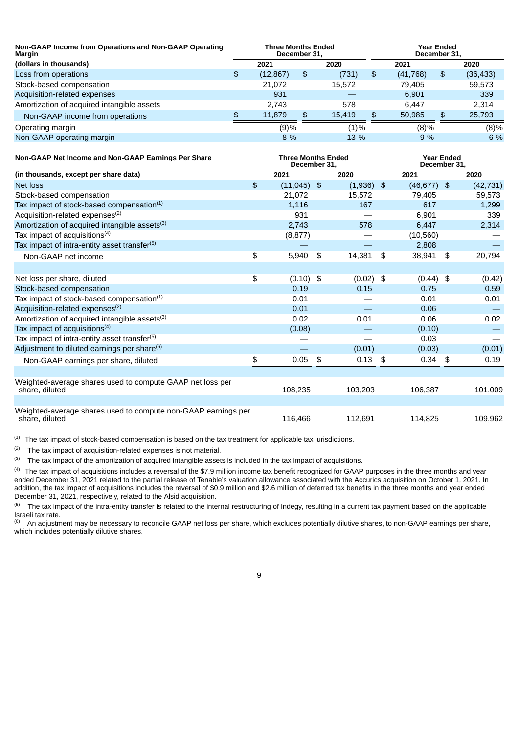| Non-GAAP Income from Operations and Non-GAAP Operating Margin | Three Months Ended December 31, | | Year Ended December 31, | |
|---|---|---|---|---|
| (dollars in thousands) | 2021 | 2020 | 2021 | 2020 |
| Loss from operations | $ (12,867) | $ (731) | $ (41,768) | $ (36,433) |
| Stock-based compensation | 21,072 | 15,572 | 79,405 | 59,573 |
| Acquisition-related expenses | 931 | — | 6,901 | 339 |
| Amortization of acquired intangible assets | 2,743 | 578 | 6,447 | 2,314 |
| Non-GAAP income from operations | $ 11,879 | $ 15,419 | $ 50,985 | $ 25,793 |
| Operating margin | (9)% | (1)% | (8)% | (8)% |
| Non-GAAP operating margin | 8 % | 13 % | 9 % | 6 % |

| Non-GAAP Net Income and Non-GAAP Earnings Per Share | Three Months Ended December 31, | | Year Ended December 31, | |
|---|---|---|---|---|
| (in thousands, except per share data) | 2021 | 2020 | 2021 | 2020 |
| Net loss | $ (11,045) | $ (1,936) | $ (46,677) | $ (42,731) |
| Stock-based compensation | 21,072 | 15,572 | 79,405 | 59,573 |
| Tax impact of stock-based compensation[(1)] | 1,116 | 167 | 617 | 1,299 |
| Acquisition-related expenses[(2)] | 931 | — | 6,901 | 339 |
| Amortization of acquired intangible assets[(3)] | 2,743 | 578 | 6,447 | 2,314 |
| Tax impact of acquisitions[(4)] | (8,877) | — | (10,560) | — |
| Tax impact of intra-entity asset transfer[(5)] | — | — | 2,808 | — |
| Non-GAAP net income | $ 5,940 | $ 14,381 | $ 38,941 | $ 20,794 |
| | | | | |
| Net loss per share, diluted | $ (0.10) | $ (0.02) | $ (0.44) | $ (0.42) |
| Stock-based compensation | 0.19 | 0.15 | 0.75 | 0.59 |
| Tax impact of stock-based compensation[(1)] | 0.01 | — | 0.01 | 0.01 |
| Acquisition-related expenses[(2)] | 0.01 | — | 0.06 | — |
| Amortization of acquired intangible assets[(3)] | 0.02 | 0.01 | 0.06 | 0.02 |
| Tax impact of acquisitions[(4)] | (0.08) | — | (0.10) | — |
| Tax impact of intra-entity asset transfer[(5)] | — | — | 0.03 | — |
| Adjustment to diluted earnings per share[(6)] | — | (0.01) | (0.03) | (0.01) |
| Non-GAAP earnings per share, diluted | $ 0.05 | $ 0.13 | $ 0.34 | $ 0.19 |
| | | | | |
| Weighted-average shares used to compute GAAP net loss per share, diluted | 108,235 | 103,203 | 106,387 | 101,009 |
| | | | | |
| Weighted-average shares used to compute non-GAAP earnings per share, diluted | 116,466 | 112,691 | 114,825 | 109,962 |

(1) The tax impact of stock-based compensation is based on the tax treatment for applicable tax jurisdictions.

(2) The tax impact of acquisition-related expenses is not material.

(3) The tax impact of the amortization of acquired intangible assets is included in the tax impact of acquisitions.

(4) The tax impact of acquisitions includes a reversal of the $7.9 million income tax benefit recognized for GAAP purposes in the three months and year ended December 31, 2021 related to the partial release of Tenable's valuation allowance associated with the Accurics acquisition on October 1, 2021. In addition, the tax impact of acquisitions includes the reversal of $0.9 million and $2.6 million of deferred tax benefits in the three months and year ended December 31, 2021, respectively, related to the Alsid acquisition.

(5) The tax impact of the intra-entity transfer is related to the internal restructuring of Indegy, resulting in a current tax payment based on the applicable Israeli tax rate.

(6) An adjustment may be necessary to reconcile GAAP net loss per share, which excludes potentially dilutive shares, to non-GAAP earnings per share, which includes potentially dilutive shares.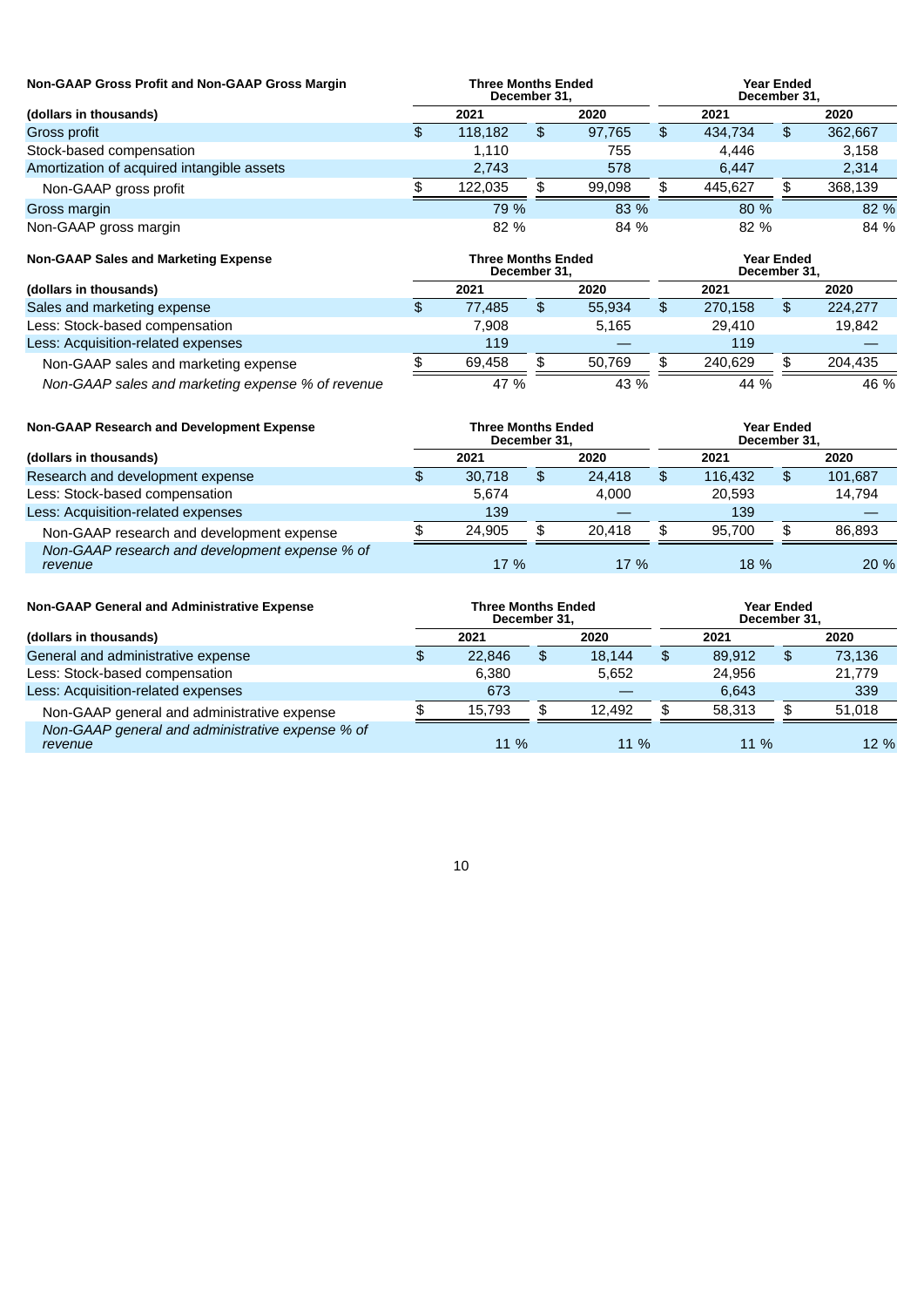| Non-GAAP Gross Profit and Non-GAAP Gross Margin | Three Months Ended December 31, | | Year Ended December 31, | |
|---|---|---|---|---|
| (dollars in thousands) | 2021 | 2020 | 2021 | 2020 |
| Gross profit | $ 118,182 | $ 97,765 | $ 434,734 | $ 362,667 |
| Stock-based compensation | 1,110 | 755 | 4,446 | 3,158 |
| Amortization of acquired intangible assets | 2,743 | 578 | 6,447 | 2,314 |
| Non-GAAP gross profit | $ 122,035 | $ 99,098 | $ 445,627 | $ 368,139 |
| Gross margin | 79 % | 83 % | 80 % | 82 % |
| Non-GAAP gross margin | 82 % | 84 % | 82 % | 84 % |

| Non-GAAP Sales and Marketing Expense | Three Months Ended December 31, | | Year Ended December 31, | |
|---|---|---|---|---|
| (dollars in thousands) | 2021 | 2020 | 2021 | 2020 |
| Sales and marketing expense | $ 77,485 | $ 55,934 | $ 270,158 | $ 224,277 |
| Less: Stock-based compensation | 7,908 | 5,165 | 29,410 | 19,842 |
| Less: Acquisition-related expenses | 119 | — | 119 | — |
| Non-GAAP sales and marketing expense | $ 69,458 | $ 50,769 | $ 240,629 | $ 204,435 |
| *Non-GAAP sales and marketing expense % of revenue* | 47 % | 43 % | 44 % | 46 % |

| Non-GAAP Research and Development Expense | Three Months Ended December 31, | | Year Ended December 31, | |
|---|---|---|---|---|
| (dollars in thousands) | 2021 | 2020 | 2021 | 2020 |
| Research and development expense | $ 30,718 | $ 24,418 | $ 116,432 | $ 101,687 |
| Less: Stock-based compensation | 5,674 | 4,000 | 20,593 | 14,794 |
| Less: Acquisition-related expenses | 139 | — | 139 | — |
| Non-GAAP research and development expense | $ 24,905 | $ 20,418 | $ 95,700 | $ 86,893 |
| *Non-GAAP research and development expense % of revenue* | 17 % | 17 % | 18 % | 20 % |

| Non-GAAP General and Administrative Expense | Three Months Ended December 31, | | Year Ended December 31, | |
|---|---|---|---|---|
| (dollars in thousands) | 2021 | 2020 | 2021 | 2020 |
| General and administrative expense | $ 22,846 | $ 18,144 | $ 89,912 | $ 73,136 |
| Less: Stock-based compensation | 6,380 | 5,652 | 24,956 | 21,779 |
| Less: Acquisition-related expenses | 673 | — | 6,643 | 339 |
| Non-GAAP general and administrative expense | $ 15,793 | $ 12,492 | $ 58,313 | $ 51,018 |
| *Non-GAAP general and administrative expense % of revenue* | 11 % | 11 % | 11 % | 12 % |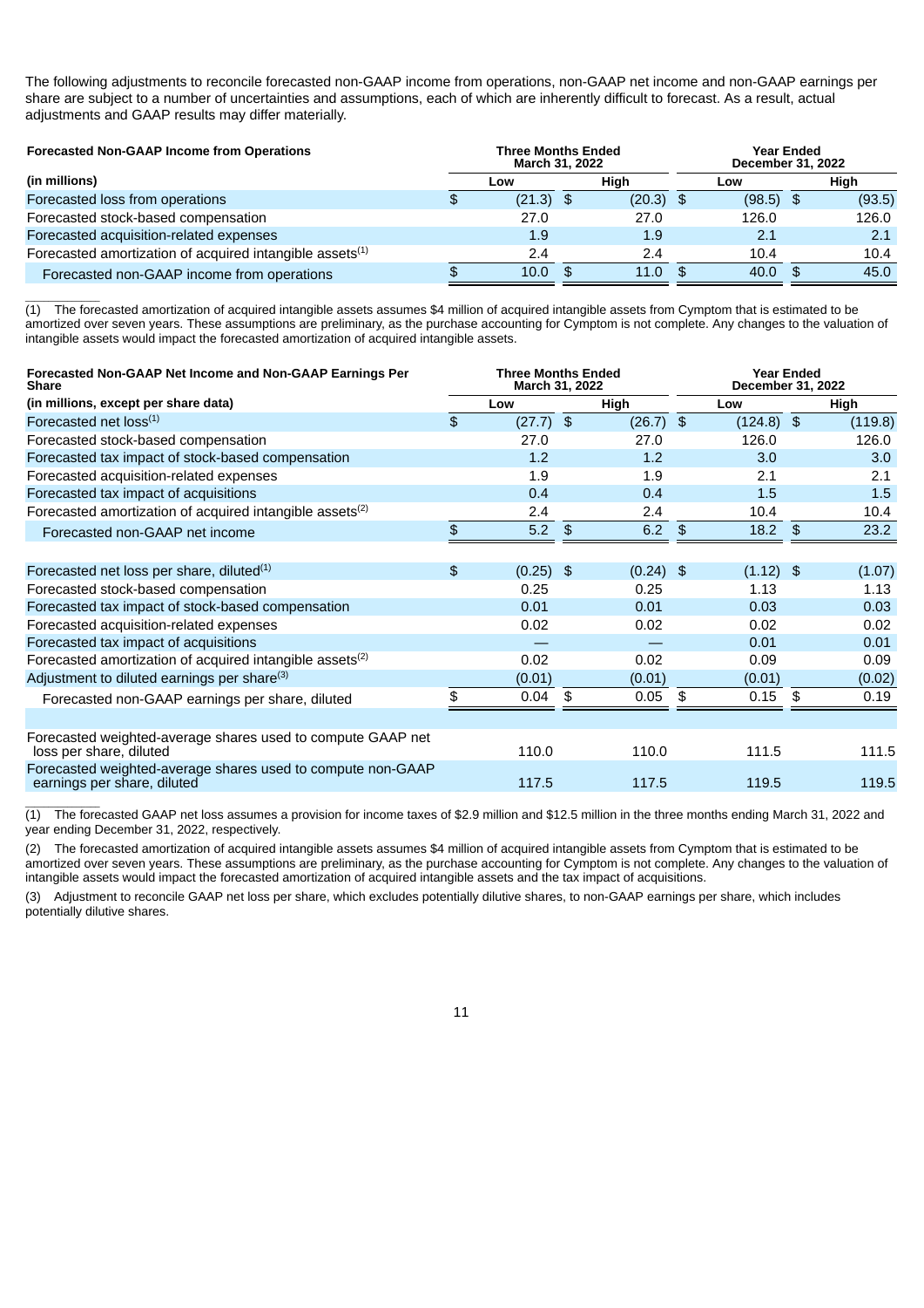The following adjustments to reconcile forecasted non-GAAP income from operations, non-GAAP net income and non-GAAP earnings per share are subject to a number of uncertainties and assumptions, each of which are inherently difficult to forecast. As a result, actual adjustments and GAAP results may differ materially.

| **Forecasted Non-GAAP Income from Operations** | **Three Months Ended March 31, 2022** | | **Year Ended December 31, 2022** | |
|---|---|---|---|---|
| **(in millions)** | **Low** | **High** | **Low** | **High** |
| Forecasted loss from operations | $ (21.3) | $ (20.3) | $ (98.5) | $ (93.5) |
| Forecasted stock-based compensation | 27.0 | 27.0 | 126.0 | 126.0 |
| Forecasted acquisition-related expenses | 1.9 | 1.9 | 2.1 | 2.1 |
| Forecasted amortization of acquired intangible assets[(1)] | 2.4 | 2.4 | 10.4 | 10.4 |
| Forecasted non-GAAP income from operations | $ 10.0 | $ 11.0 | $ 40.0 | $ 45.0 |

(1) The forecasted amortization of acquired intangible assets assumes $4 million of acquired intangible assets from Cymptom that is estimated to be amortized over seven years. These assumptions are preliminary, as the purchase accounting for Cymptom is not complete. Any changes to the valuation of intangible assets would impact the forecasted amortization of acquired intangible assets.

| **Forecasted Non-GAAP Net Income and Non-GAAP Earnings Per Share** | **Three Months Ended March 31, 2022** | | **Year Ended December 31, 2022** | |
|---|---|---|---|---|
| **(in millions, except per share data)** | **Low** | **High** | **Low** | **High** |
| Forecasted net loss[(1)] | $ (27.7) | $ (26.7) | $ (124.8) | $ (119.8) |
| Forecasted stock-based compensation | 27.0 | 27.0 | 126.0 | 126.0 |
| Forecasted tax impact of stock-based compensation | 1.2 | 1.2 | 3.0 | 3.0 |
| Forecasted acquisition-related expenses | 1.9 | 1.9 | 2.1 | 2.1 |
| Forecasted tax impact of acquisitions | 0.4 | 0.4 | 1.5 | 1.5 |
| Forecasted amortization of acquired intangible assets[(2)] | 2.4 | 2.4 | 10.4 | 10.4 |
| Forecasted non-GAAP net income | $ 5.2 | $ 6.2 | $ 18.2 | $ 23.2 |
| | | | | |
| Forecasted net loss per share, diluted[(1)] | $ (0.25) | $ (0.24) | $ (1.12) | $ (1.07) |
| Forecasted stock-based compensation | 0.25 | 0.25 | 1.13 | 1.13 |
| Forecasted tax impact of stock-based compensation | 0.01 | 0.01 | 0.03 | 0.03 |
| Forecasted acquisition-related expenses | 0.02 | 0.02 | 0.02 | 0.02 |
| Forecasted tax impact of acquisitions | — | — | 0.01 | 0.01 |
| Forecasted amortization of acquired intangible assets[(2)] | 0.02 | 0.02 | 0.09 | 0.09 |
| Adjustment to diluted earnings per share[(3)] | (0.01) | (0.01) | (0.01) | (0.02) |
| Forecasted non-GAAP earnings per share, diluted | $ 0.04 | $ 0.05 | $ 0.15 | $ 0.19 |
| | | | | |
| Forecasted weighted-average shares used to compute GAAP net loss per share, diluted | 110.0 | 110.0 | 111.5 | 111.5 |
| Forecasted weighted-average shares used to compute non-GAAP earnings per share, diluted | 117.5 | 117.5 | 119.5 | 119.5 |

(1) The forecasted GAAP net loss assumes a provision for income taxes of $2.9 million and $12.5 million in the three months ending March 31, 2022 and year ending December 31, 2022, respectively.

(2) The forecasted amortization of acquired intangible assets assumes $4 million of acquired intangible assets from Cymptom that is estimated to be amortized over seven years. These assumptions are preliminary, as the purchase accounting for Cymptom is not complete. Any changes to the valuation of intangible assets would impact the forecasted amortization of acquired intangible assets and the tax impact of acquisitions.

(3) Adjustment to reconcile GAAP net loss per share, which excludes potentially dilutive shares, to non-GAAP earnings per share, which includes potentially dilutive shares.